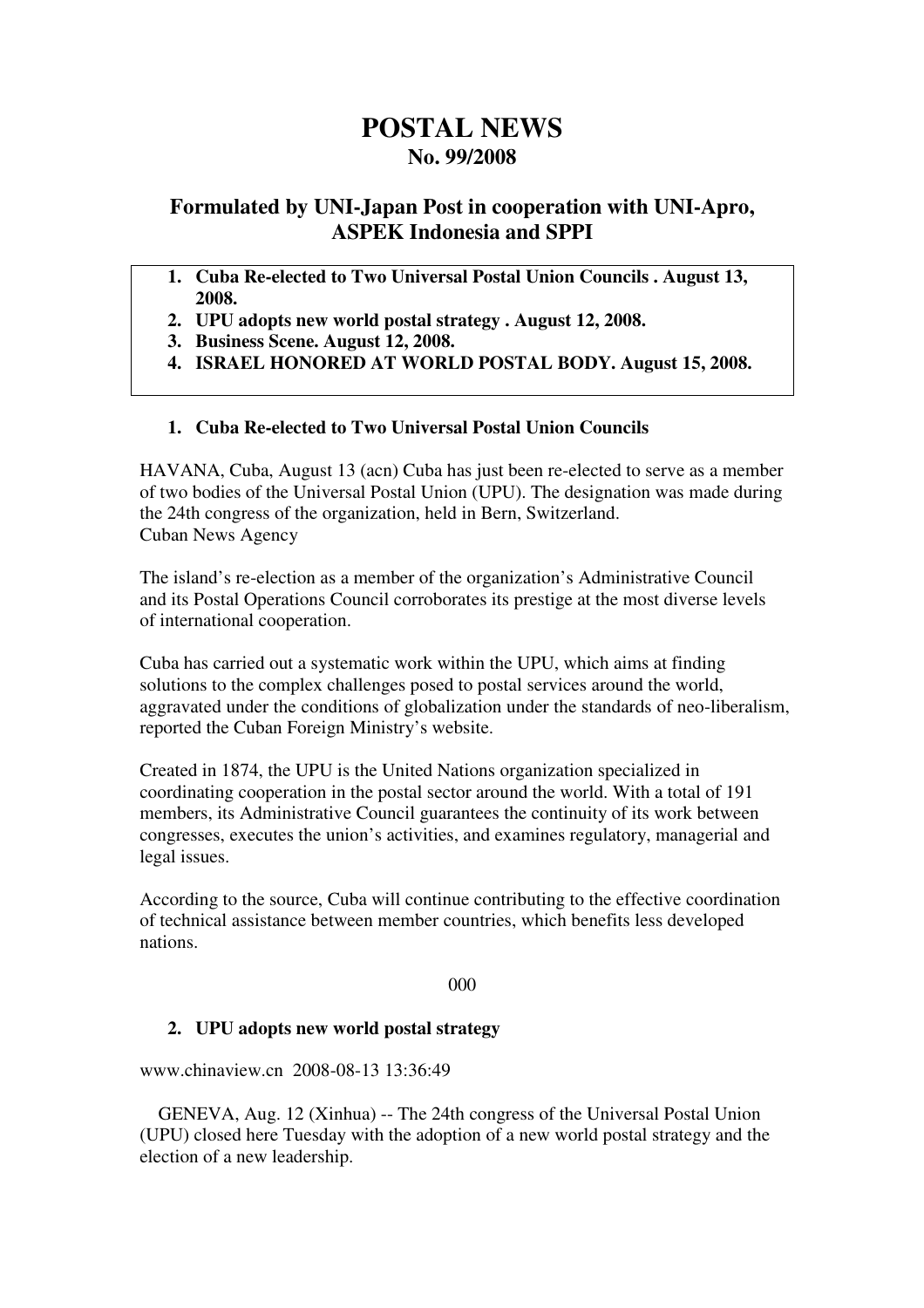# POSTAL NEWS

## No. 99/2008

## Formulated by UNI-Japan Post in cooperation with UNI-Apro, ASPEK Indonesia and SPPI

1. **Cuba Re-elected to Two Universal Postal Union Councils . August 13, 2008.**
2. **UPU adopts new world postal strategy . August 12, 2008.**
3. **Business Scene. August 12, 2008.**
4. **ISRAEL HONORED AT WORLD POSTAL BODY. August 15, 2008.**

### 1. Cuba Re-elected to Two Universal Postal Union Councils

HAVANA, Cuba, August 13 (acn) Cuba has just been re-elected to serve as a member of two bodies of the Universal Postal Union (UPU). The designation was made during the 24th congress of the organization, held in Bern, Switzerland.
Cuban News Agency

The island's re-election as a member of the organization's Administrative Council and its Postal Operations Council corroborates its prestige at the most diverse levels of international cooperation.

Cuba has carried out a systematic work within the UPU, which aims at finding solutions to the complex challenges posed to postal services around the world, aggravated under the conditions of globalization under the standards of neo-liberalism, reported the Cuban Foreign Ministry's website.

Created in 1874, the UPU is the United Nations organization specialized in coordinating cooperation in the postal sector around the world. With a total of 191 members, its Administrative Council guarantees the continuity of its work between congresses, executes the union's activities, and examines regulatory, managerial and legal issues.

According to the source, Cuba will continue contributing to the effective coordination of technical assistance between member countries, which benefits less developed nations.

000

### 2. UPU adopts new world postal strategy

www.chinaview.cn 2008-08-13 13:36:49

GENEVA, Aug. 12 (Xinhua) -- The 24th congress of the Universal Postal Union (UPU) closed here Tuesday with the adoption of a new world postal strategy and the election of a new leadership.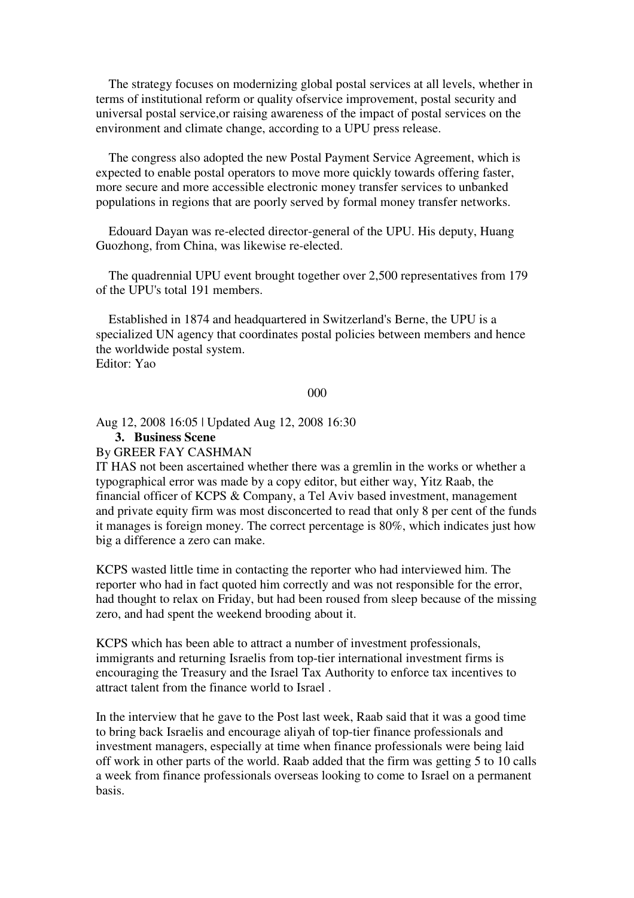The strategy focuses on modernizing global postal services at all levels, whether in terms of institutional reform or quality ofservice improvement, postal security and universal postal service,or raising awareness of the impact of postal services on the environment and climate change, according to a UPU press release.

The congress also adopted the new Postal Payment Service Agreement, which is expected to enable postal operators to move more quickly towards offering faster, more secure and more accessible electronic money transfer services to unbanked populations in regions that are poorly served by formal money transfer networks.

Edouard Dayan was re-elected director-general of the UPU. His deputy, Huang Guozhong, from China, was likewise re-elected.

The quadrennial UPU event brought together over 2,500 representatives from 179 of the UPU's total 191 members.

Established in 1874 and headquartered in Switzerland's Berne, the UPU is a specialized UN agency that coordinates postal policies between members and hence the worldwide postal system.
Editor: Yao

000

Aug 12, 2008 16:05 | Updated Aug 12, 2008 16:30

### 3. Business Scene

By GREER FAY CASHMAN

IT HAS not been ascertained whether there was a gremlin in the works or whether a typographical error was made by a copy editor, but either way, Yitz Raab, the financial officer of KCPS & Company, a Tel Aviv based investment, management and private equity firm was most disconcerted to read that only 8 per cent of the funds it manages is foreign money. The correct percentage is 80%, which indicates just how big a difference a zero can make.

KCPS wasted little time in contacting the reporter who had interviewed him. The reporter who had in fact quoted him correctly and was not responsible for the error, had thought to relax on Friday, but had been roused from sleep because of the missing zero, and had spent the weekend brooding about it.

KCPS which has been able to attract a number of investment professionals, immigrants and returning Israelis from top-tier international investment firms is encouraging the Treasury and the Israel Tax Authority to enforce tax incentives to attract talent from the finance world to Israel .

In the interview that he gave to the Post last week, Raab said that it was a good time to bring back Israelis and encourage aliyah of top-tier finance professionals and investment managers, especially at time when finance professionals were being laid off work in other parts of the world. Raab added that the firm was getting 5 to 10 calls a week from finance professionals overseas looking to come to Israel on a permanent basis.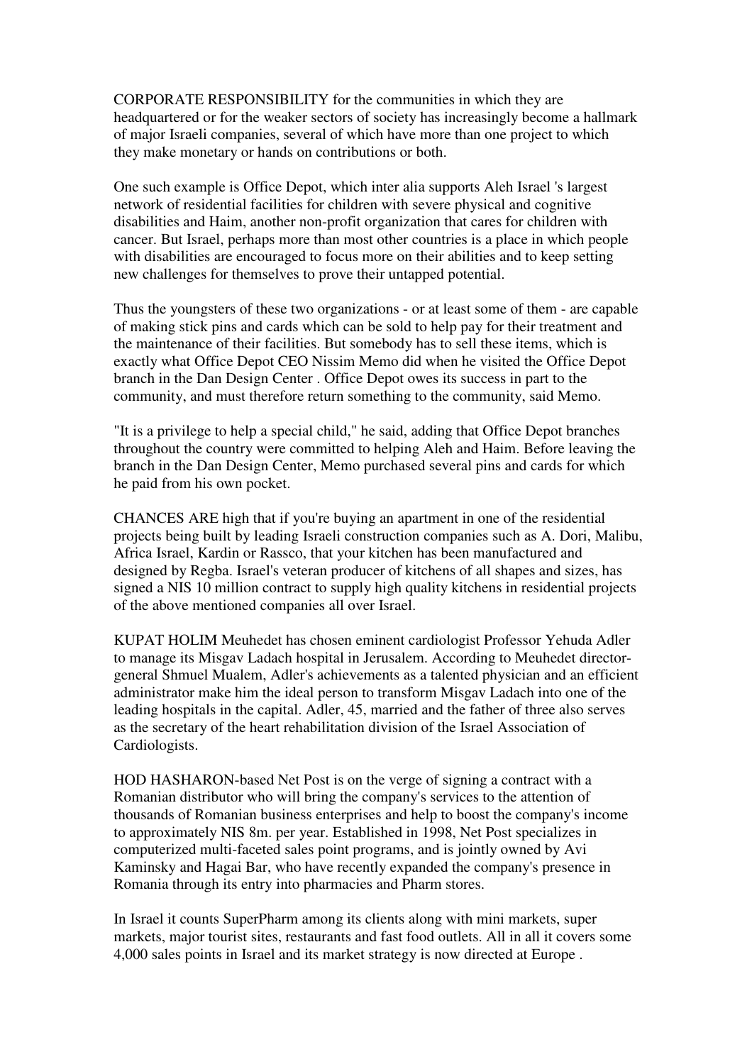CORPORATE RESPONSIBILITY for the communities in which they are headquartered or for the weaker sectors of society has increasingly become a hallmark of major Israeli companies, several of which have more than one project to which they make monetary or hands on contributions or both.

One such example is Office Depot, which inter alia supports Aleh Israel 's largest network of residential facilities for children with severe physical and cognitive disabilities and Haim, another non-profit organization that cares for children with cancer. But Israel, perhaps more than most other countries is a place in which people with disabilities are encouraged to focus more on their abilities and to keep setting new challenges for themselves to prove their untapped potential.

Thus the youngsters of these two organizations - or at least some of them - are capable of making stick pins and cards which can be sold to help pay for their treatment and the maintenance of their facilities. But somebody has to sell these items, which is exactly what Office Depot CEO Nissim Memo did when he visited the Office Depot branch in the Dan Design Center . Office Depot owes its success in part to the community, and must therefore return something to the community, said Memo.

"It is a privilege to help a special child," he said, adding that Office Depot branches throughout the country were committed to helping Aleh and Haim. Before leaving the branch in the Dan Design Center, Memo purchased several pins and cards for which he paid from his own pocket.

CHANCES ARE high that if you're buying an apartment in one of the residential projects being built by leading Israeli construction companies such as A. Dori, Malibu, Africa Israel, Kardin or Rassco, that your kitchen has been manufactured and designed by Regba. Israel's veteran producer of kitchens of all shapes and sizes, has signed a NIS 10 million contract to supply high quality kitchens in residential projects of the above mentioned companies all over Israel.

KUPAT HOLIM Meuhedet has chosen eminent cardiologist Professor Yehuda Adler to manage its Misgav Ladach hospital in Jerusalem. According to Meuhedet director-general Shmuel Mualem, Adler's achievements as a talented physician and an efficient administrator make him the ideal person to transform Misgav Ladach into one of the leading hospitals in the capital. Adler, 45, married and the father of three also serves as the secretary of the heart rehabilitation division of the Israel Association of Cardiologists.

HOD HASHARON-based Net Post is on the verge of signing a contract with a Romanian distributor who will bring the company's services to the attention of thousands of Romanian business enterprises and help to boost the company's income to approximately NIS 8m. per year. Established in 1998, Net Post specializes in computerized multi-faceted sales point programs, and is jointly owned by Avi Kaminsky and Hagai Bar, who have recently expanded the company's presence in Romania through its entry into pharmacies and Pharm stores.

In Israel it counts SuperPharm among its clients along with mini markets, super markets, major tourist sites, restaurants and fast food outlets. All in all it covers some 4,000 sales points in Israel and its market strategy is now directed at Europe .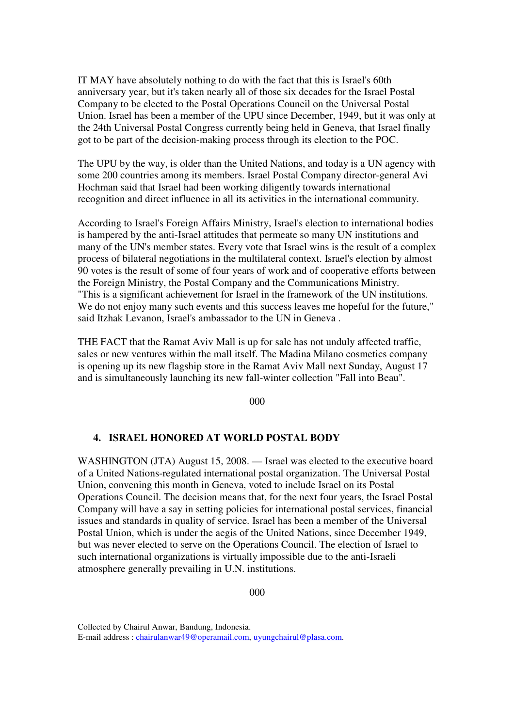IT MAY have absolutely nothing to do with the fact that this is Israel's 60th anniversary year, but it's taken nearly all of those six decades for the Israel Postal Company to be elected to the Postal Operations Council on the Universal Postal Union. Israel has been a member of the UPU since December, 1949, but it was only at the 24th Universal Postal Congress currently being held in Geneva, that Israel finally got to be part of the decision-making process through its election to the POC.

The UPU by the way, is older than the United Nations, and today is a UN agency with some 200 countries among its members. Israel Postal Company director-general Avi Hochman said that Israel had been working diligently towards international recognition and direct influence in all its activities in the international community.

According to Israel's Foreign Affairs Ministry, Israel's election to international bodies is hampered by the anti-Israel attitudes that permeate so many UN institutions and many of the UN's member states. Every vote that Israel wins is the result of a complex process of bilateral negotiations in the multilateral context. Israel's election by almost 90 votes is the result of some of four years of work and of cooperative efforts between the Foreign Ministry, the Postal Company and the Communications Ministry. "This is a significant achievement for Israel in the framework of the UN institutions. We do not enjoy many such events and this success leaves me hopeful for the future," said Itzhak Levanon, Israel's ambassador to the UN in Geneva .

THE FACT that the Ramat Aviv Mall is up for sale has not unduly affected traffic, sales or new ventures within the mall itself. The Madina Milano cosmetics company is opening up its new flagship store in the Ramat Aviv Mall next Sunday, August 17 and is simultaneously launching its new fall-winter collection "Fall into Beau".

000

## 4. ISRAEL HONORED AT WORLD POSTAL BODY

WASHINGTON (JTA) August 15, 2008. — Israel was elected to the executive board of a United Nations-regulated international postal organization. The Universal Postal Union, convening this month in Geneva, voted to include Israel on its Postal Operations Council. The decision means that, for the next four years, the Israel Postal Company will have a say in setting policies for international postal services, financial issues and standards in quality of service. Israel has been a member of the Universal Postal Union, which is under the aegis of the United Nations, since December 1949, but was never elected to serve on the Operations Council. The election of Israel to such international organizations is virtually impossible due to the anti-Israeli atmosphere generally prevailing in U.N. institutions.

000

Collected by Chairul Anwar, Bandung, Indonesia.
E-mail address : chairulanwar49@operamail.com, uyungchairul@plasa.com.